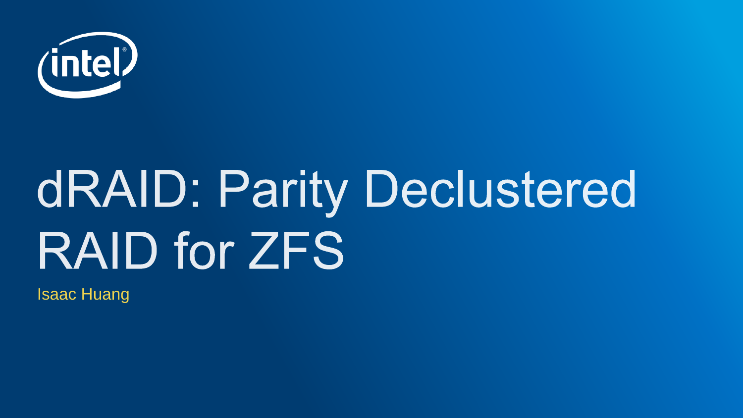# dRAID: Parity Declustered RAID for ZFS

Isaac Huang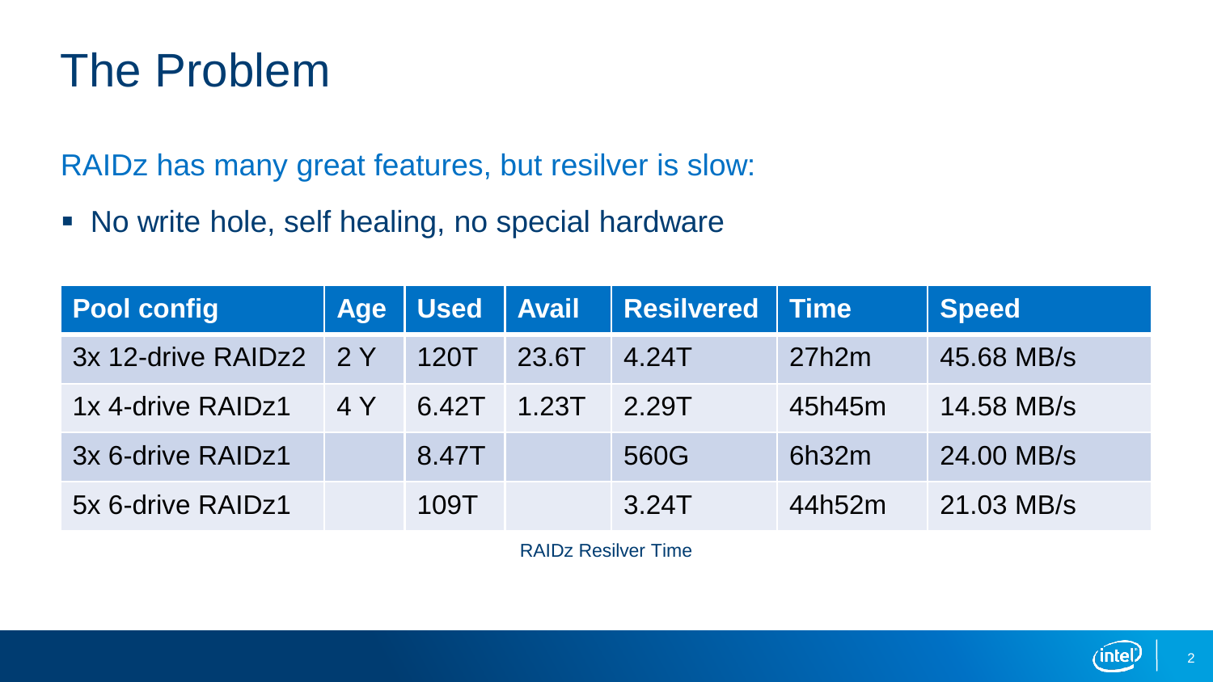# The Problem

RAIDz has many great features, but resilver is slow:

- No write hole, self healing, no special hardware

| Pool config | Age | Used | Avail | Resilvered | Time | Speed |
|---|---|---|---|---|---|---|
| 3x 12-drive RAIDz2 | 2 Y | 120T | 23.6T | 4.24T | 27h2m | 45.68 MB/s |
| 1x 4-drive RAIDz1 | 4 Y | 6.42T | 1.23T | 2.29T | 45h45m | 14.58 MB/s |
| 3x 6-drive RAIDz1 | | 8.47T | | 560G | 6h32m | 24.00 MB/s |
| 5x 6-drive RAIDz1 | | 109T | | 3.24T | 44h52m | 21.03 MB/s |

RAIDz Resilver Time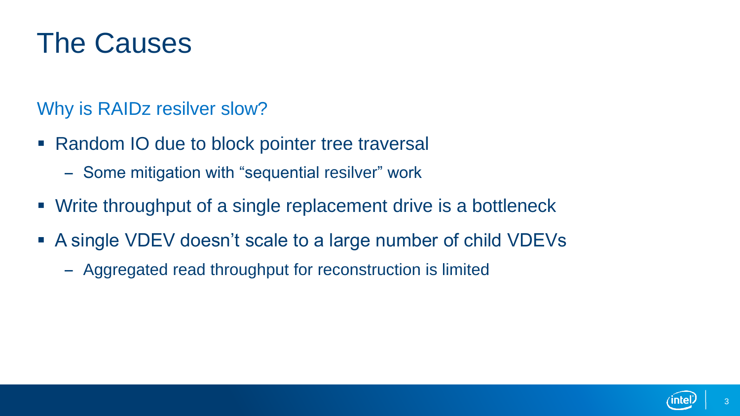# The Causes

## Why is RAIDz resilver slow?

- Random IO due to block pointer tree traversal
  - Some mitigation with “sequential resilver” work
- Write throughput of a single replacement drive is a bottleneck
- A single VDEV doesn’t scale to a large number of child VDEVs
  - Aggregated read throughput for reconstruction is limited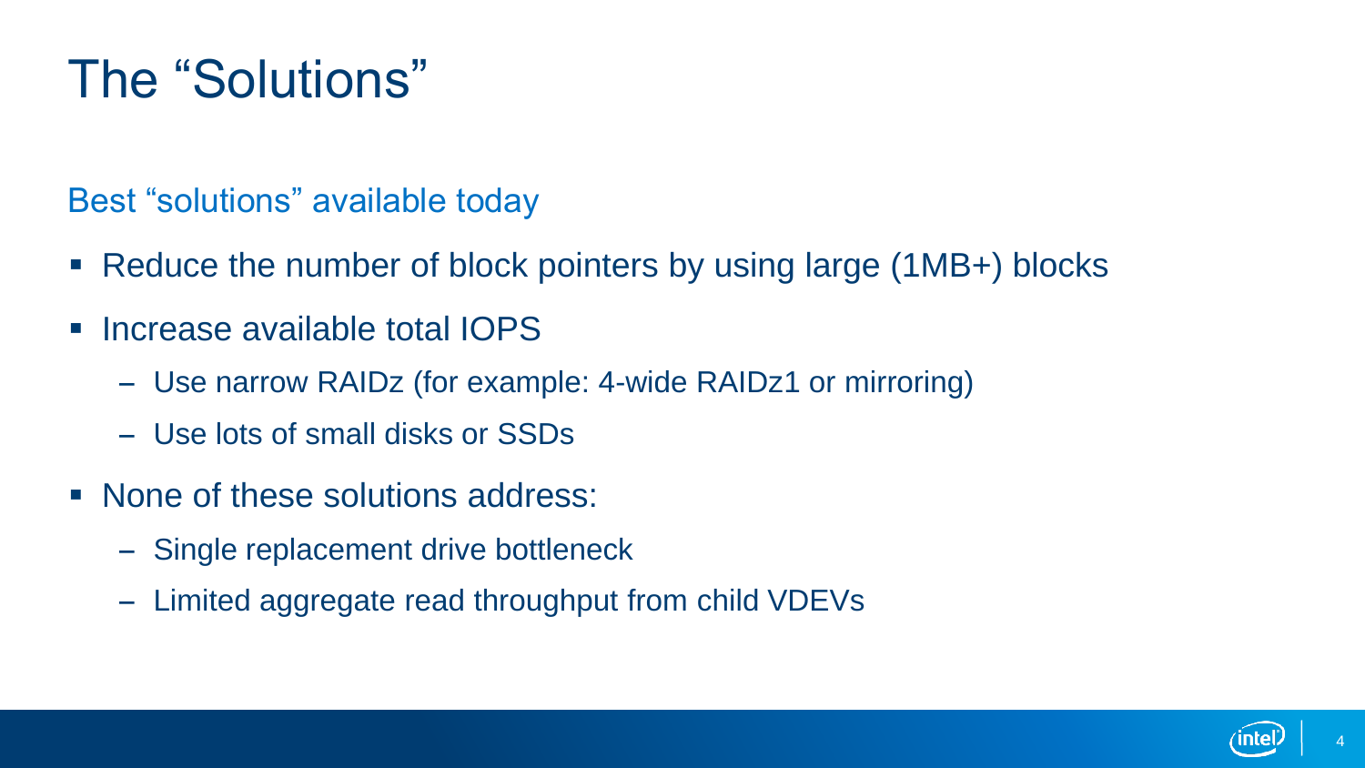# The “Solutions”

## Best “solutions” available today

- Reduce the number of block pointers by using large (1MB+) blocks
- Increase available total IOPS
  - Use narrow RAIDz (for example: 4-wide RAIDz1 or mirroring)
  - Use lots of small disks or SSDs
- None of these solutions address:
  - Single replacement drive bottleneck
  - Limited aggregate read throughput from child VDEVs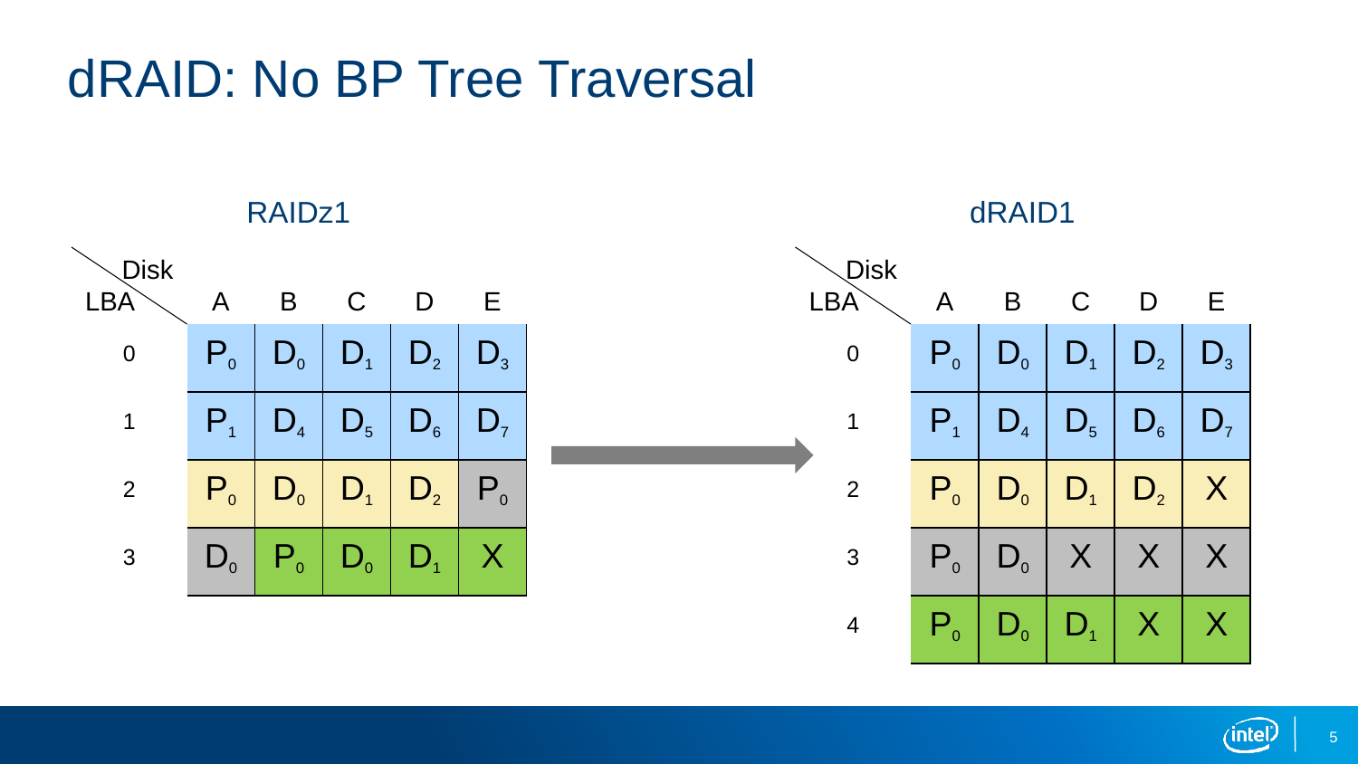# dRAID: No BP Tree Traversal

**RAIDz1**

| LBA \ Disk | A | B | C | D | E |
|---|---|---|---|---|---|
| 0 | $P_0$ | $D_0$ | $D_1$ | $D_2$ | $D_3$ |
| 1 | $P_1$ | $D_4$ | $D_5$ | $D_6$ | $D_7$ |
| 2 | $P_0$ | $D_0$ | $D_1$ | $D_2$ | $P_0$ |
| 3 | $D_0$ | $P_0$ | $D_0$ | $D_1$ | X |

**dRAID1**

| LBA \ Disk | A | B | C | D | E |
|---|---|---|---|---|---|
| 0 | $P_0$ | $D_0$ | $D_1$ | $D_2$ | $D_3$ |
| 1 | $P_1$ | $D_4$ | $D_5$ | $D_6$ | $D_7$ |
| 2 | $P_0$ | $D_0$ | $D_1$ | $D_2$ | X |
| 3 | $P_0$ | $D_0$ | X | X | X |
| 4 | $P_0$ | $D_0$ | $D_1$ | X | X |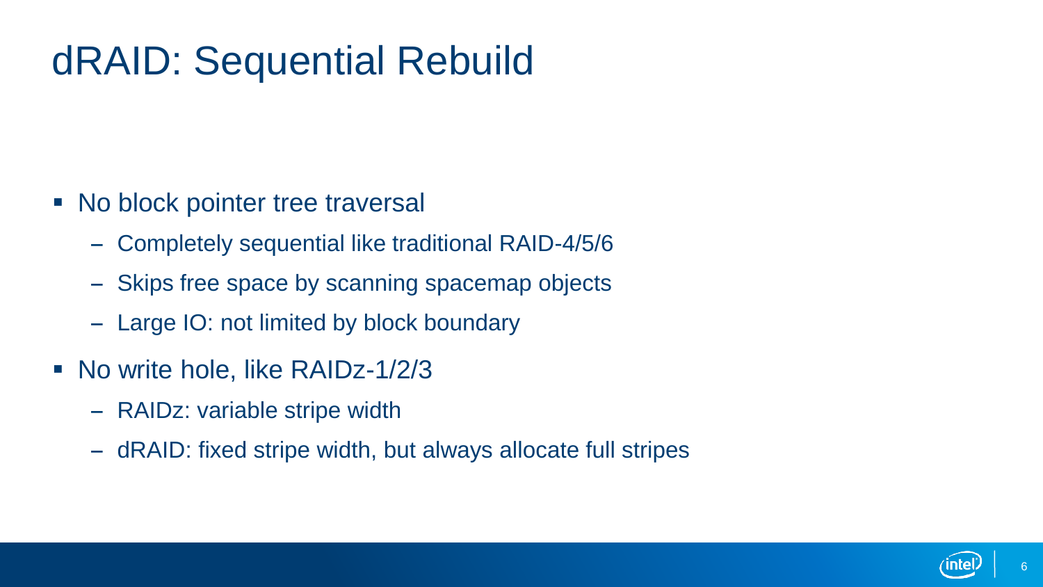# dRAID: Sequential Rebuild

- No block pointer tree traversal
  - Completely sequential like traditional RAID-4/5/6
  - Skips free space by scanning spacemap objects
  - Large IO: not limited by block boundary
- No write hole, like RAIDz-1/2/3
  - RAIDz: variable stripe width
  - dRAID: fixed stripe width, but always allocate full stripes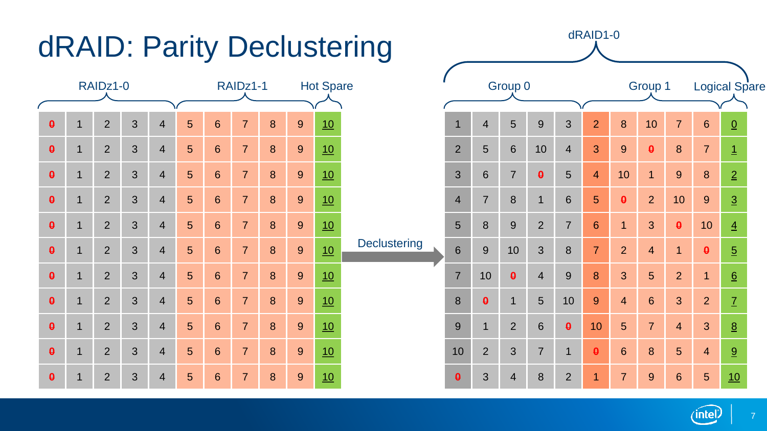# dRAID: Parity Declustering

| RAIDz1-0 | | | | | RAIDz1-1 | | | | | Hot Spare |
|---|---|---|---|---|---|---|---|---|---|---|
| ~~0~~ | 1 | 2 | 3 | 4 | 5 | 6 | 7 | 8 | 9 | 10 |
| ~~0~~ | 1 | 2 | 3 | 4 | 5 | 6 | 7 | 8 | 9 | 10 |
| ~~0~~ | 1 | 2 | 3 | 4 | 5 | 6 | 7 | 8 | 9 | 10 |
| ~~0~~ | 1 | 2 | 3 | 4 | 5 | 6 | 7 | 8 | 9 | 10 |
| ~~0~~ | 1 | 2 | 3 | 4 | 5 | 6 | 7 | 8 | 9 | 10 |
| ~~0~~ | 1 | 2 | 3 | 4 | 5 | 6 | 7 | 8 | 9 | 10 |
| ~~0~~ | 1 | 2 | 3 | 4 | 5 | 6 | 7 | 8 | 9 | 10 |
| ~~0~~ | 1 | 2 | 3 | 4 | 5 | 6 | 7 | 8 | 9 | 10 |
| ~~0~~ | 1 | 2 | 3 | 4 | 5 | 6 | 7 | 8 | 9 | 10 |
| ~~0~~ | 1 | 2 | 3 | 4 | 5 | 6 | 7 | 8 | 9 | 10 |
| ~~0~~ | 1 | 2 | 3 | 4 | 5 | 6 | 7 | 8 | 9 | 10 |

Declustering →

dRAID1-0

| Group 0 | | | | | Group 1 | | | | | Logical Spare |
|---|---|---|---|---|---|---|---|---|---|---|
| 1 | 4 | 5 | 9 | 3 | 2 | 8 | 10 | 7 | 6 | 0 |
| 2 | 5 | 6 | 10 | 4 | 3 | 9 | ~~0~~ | 8 | 7 | 1 |
| 3 | 6 | 7 | ~~0~~ | 5 | 4 | 10 | 1 | 9 | 8 | 2 |
| 4 | 7 | 8 | 1 | 6 | 5 | ~~0~~ | 2 | 10 | 9 | 3 |
| 5 | 8 | 9 | 2 | 7 | 6 | 1 | 3 | ~~0~~ | 10 | 4 |
| 6 | 9 | 10 | 3 | 8 | 7 | 2 | 4 | 1 | ~~0~~ | 5 |
| 7 | 10 | ~~0~~ | 4 | 9 | 8 | 3 | 5 | 2 | 1 | 6 |
| 8 | ~~0~~ | 1 | 5 | 10 | 9 | 4 | 6 | 3 | 2 | 7 |
| 9 | 1 | 2 | 6 | ~~0~~ | 10 | 5 | 7 | 4 | 3 | 8 |
| 10 | 2 | 3 | 7 | 1 | ~~0~~ | 6 | 8 | 5 | 4 | 9 |
| ~~0~~ | 3 | 4 | 8 | 2 | 1 | 7 | 9 | 6 | 5 | 10 |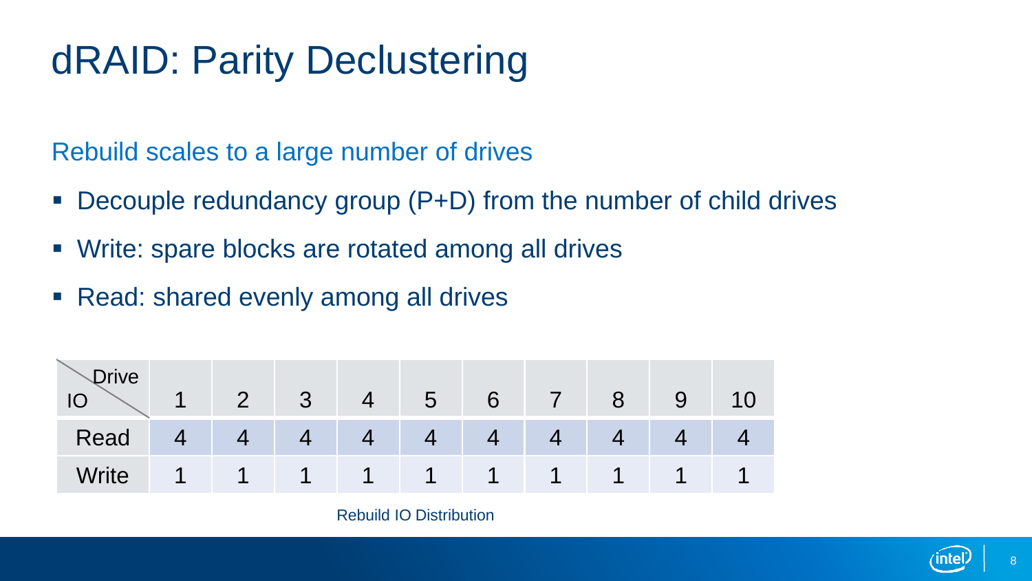# dRAID: Parity Declustering

## Rebuild scales to a large number of drives

- Decouple redundancy group (P+D) from the number of child drives
- Write: spare blocks are rotated among all drives
- Read: shared evenly among all drives

| IO \ Drive | 1 | 2 | 3 | 4 | 5 | 6 | 7 | 8 | 9 | 10 |
|---|---|---|---|---|---|---|---|---|---|---|
| Read | 4 | 4 | 4 | 4 | 4 | 4 | 4 | 4 | 4 | 4 |
| Write | 1 | 1 | 1 | 1 | 1 | 1 | 1 | 1 | 1 | 1 |

Rebuild IO Distribution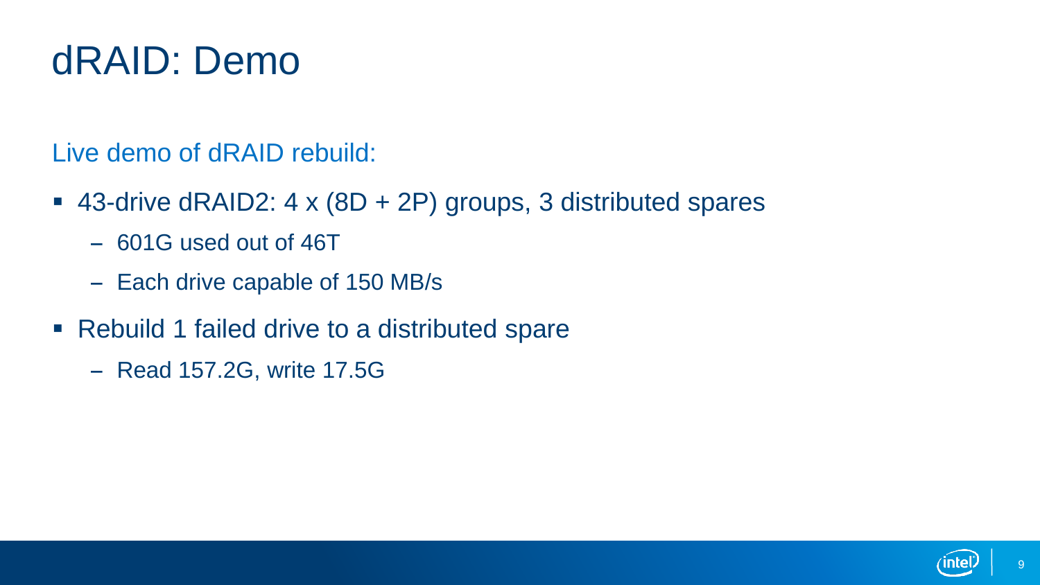# dRAID: Demo

Live demo of dRAID rebuild:

- 43-drive dRAID2: 4 x (8D + 2P) groups, 3 distributed spares
  - 601G used out of 46T
  - Each drive capable of 150 MB/s
- Rebuild 1 failed drive to a distributed spare
  - Read 157.2G, write 17.5G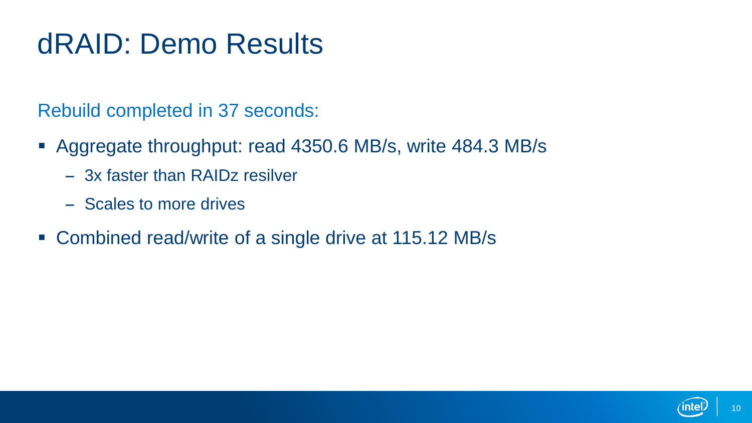# dRAID: Demo Results

Rebuild completed in 37 seconds:

- Aggregate throughput: read 4350.6 MB/s, write 484.3 MB/s
  - 3x faster than RAIDz resilver
  - Scales to more drives
- Combined read/write of a single drive at 115.12 MB/s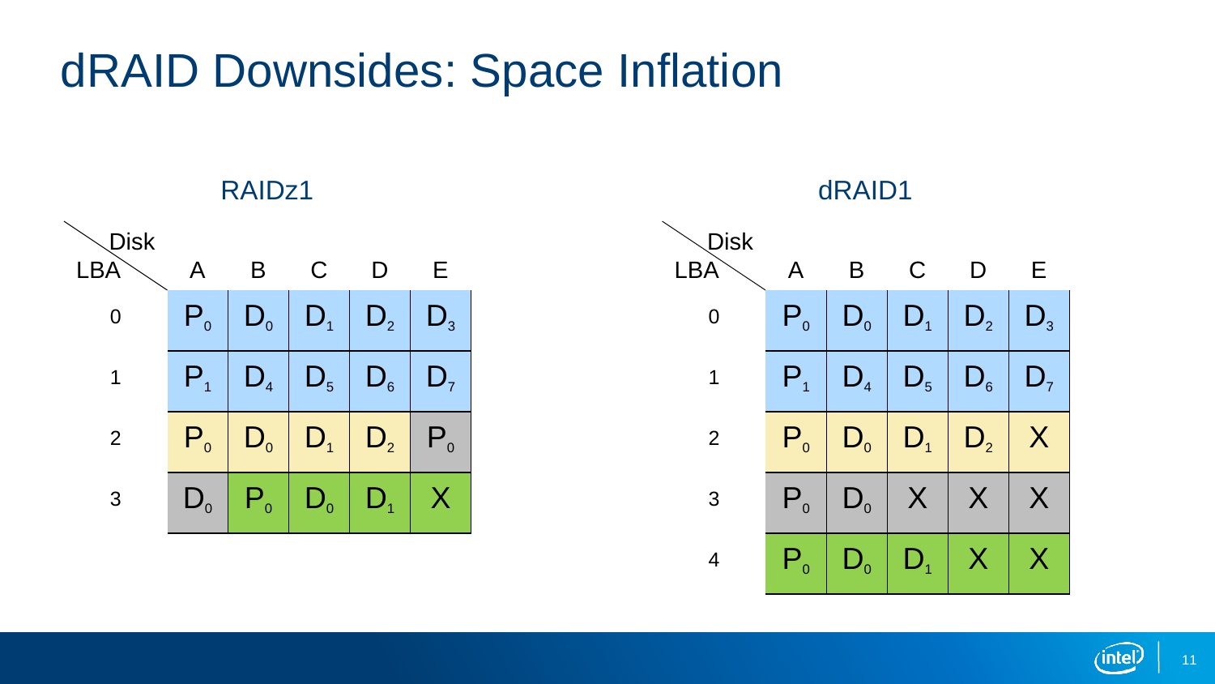# dRAID Downsides: Space Inflation

**RAIDz1**

| LBA \ Disk | A | B | C | D | E |
|---|---|---|---|---|---|
| 0 | $P_0$ | $D_0$ | $D_1$ | $D_2$ | $D_3$ |
| 1 | $P_1$ | $D_4$ | $D_5$ | $D_6$ | $D_7$ |
| 2 | $P_0$ | $D_0$ | $D_1$ | $D_2$ | $P_0$ |
| 3 | $D_0$ | $P_0$ | $D_0$ | $D_1$ | X |

**dRAID1**

| LBA \ Disk | A | B | C | D | E |
|---|---|---|---|---|---|
| 0 | $P_0$ | $D_0$ | $D_1$ | $D_2$ | $D_3$ |
| 1 | $P_1$ | $D_4$ | $D_5$ | $D_6$ | $D_7$ |
| 2 | $P_0$ | $D_0$ | $D_1$ | $D_2$ | X |
| 3 | $P_0$ | $D_0$ | X | X | X |
| 4 | $P_0$ | $D_0$ | $D_1$ | X | X |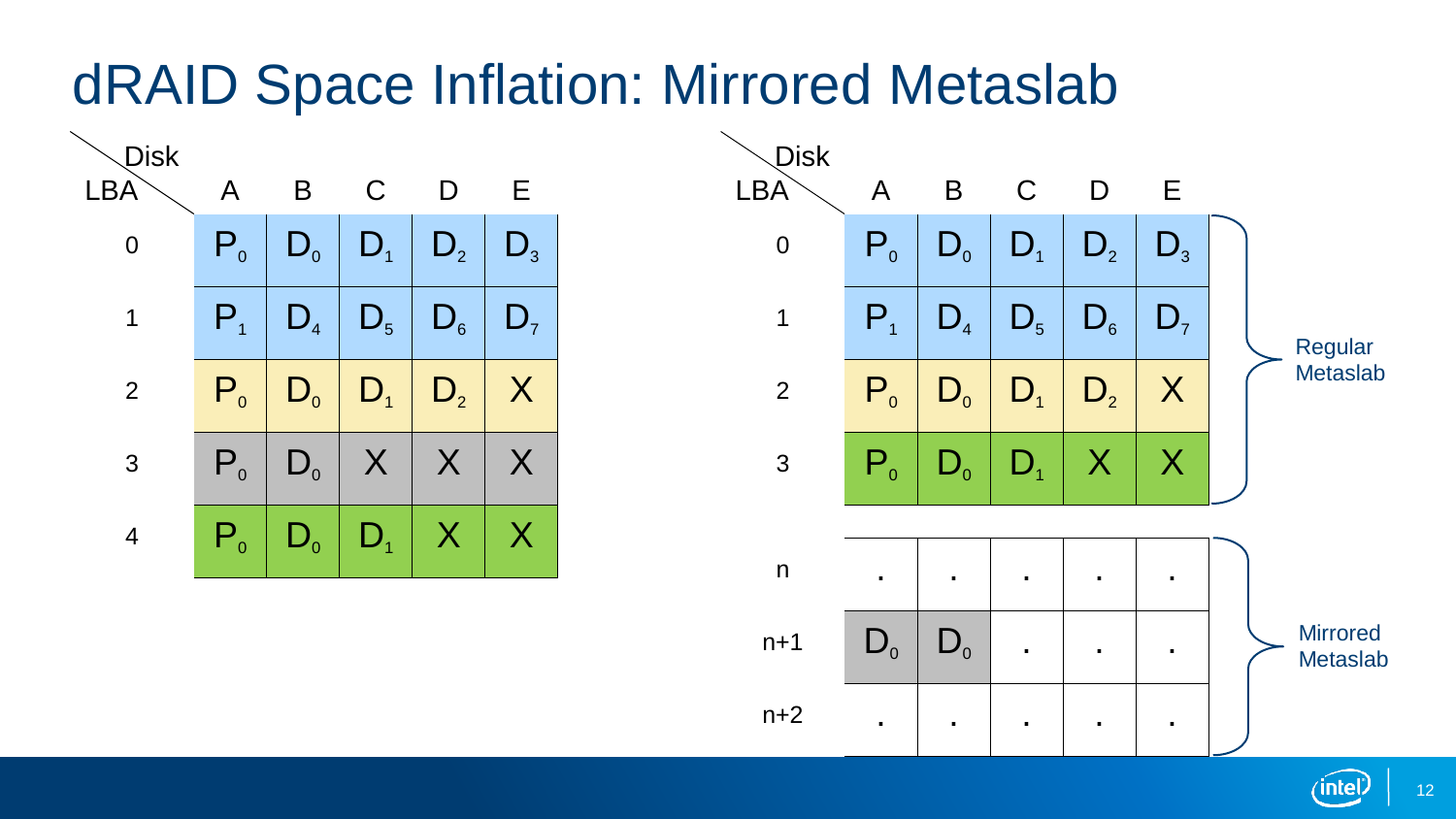# dRAID Space Inflation: Mirrored Metaslab

| LBA \ Disk | A | B | C | D | E |
|---|---|---|---|---|---|
| 0 | $P_0$ | $D_0$ | $D_1$ | $D_2$ | $D_3$ |
| 1 | $P_1$ | $D_4$ | $D_5$ | $D_6$ | $D_7$ |
| 2 | $P_0$ | $D_0$ | $D_1$ | $D_2$ | X |
| 3 | $P_0$ | $D_0$ | X | X | X |
| 4 | $P_0$ | $D_0$ | $D_1$ | X | X |

| LBA \ Disk | A | B | C | D | E | |
|---|---|---|---|---|---|---|
| 0 | $P_0$ | $D_0$ | $D_1$ | $D_2$ | $D_3$ | Regular Metaslab |
| 1 | $P_1$ | $D_4$ | $D_5$ | $D_6$ | $D_7$ | Regular Metaslab |
| 2 | $P_0$ | $D_0$ | $D_1$ | $D_2$ | X | Regular Metaslab |
| 3 | $P_0$ | $D_0$ | $D_1$ | X | X | Regular Metaslab |
| n | . | . | . | . | . | Mirrored Metaslab |
| n+1 | $D_0$ | $D_0$ | . | . | . | Mirrored Metaslab |
| n+2 | . | . | . | . | . | Mirrored Metaslab |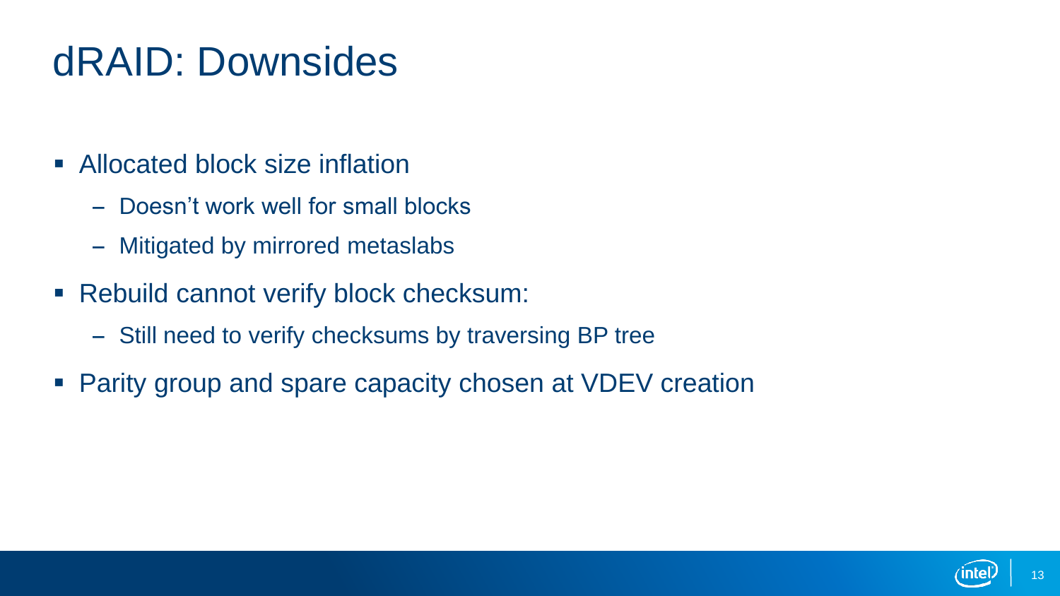# dRAID: Downsides

- Allocated block size inflation
  - Doesn’t work well for small blocks
  - Mitigated by mirrored metaslabs
- Rebuild cannot verify block checksum:
  - Still need to verify checksums by traversing BP tree
- Parity group and spare capacity chosen at VDEV creation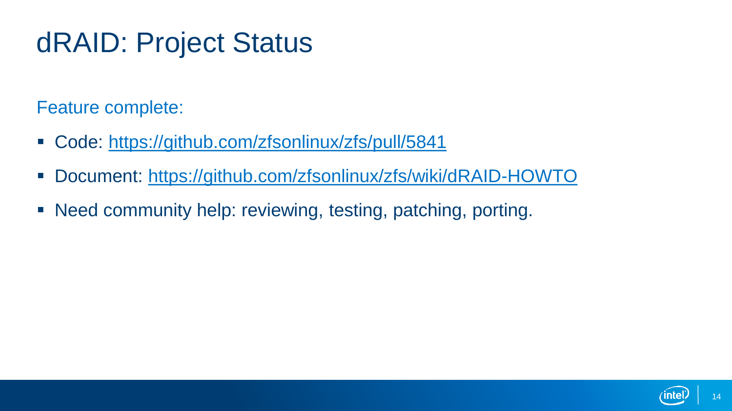# dRAID: Project Status

Feature complete:

- Code: https://github.com/zfsonlinux/zfs/pull/5841
- Document: https://github.com/zfsonlinux/zfs/wiki/dRAID-HOWTO
- Need community help: reviewing, testing, patching, porting.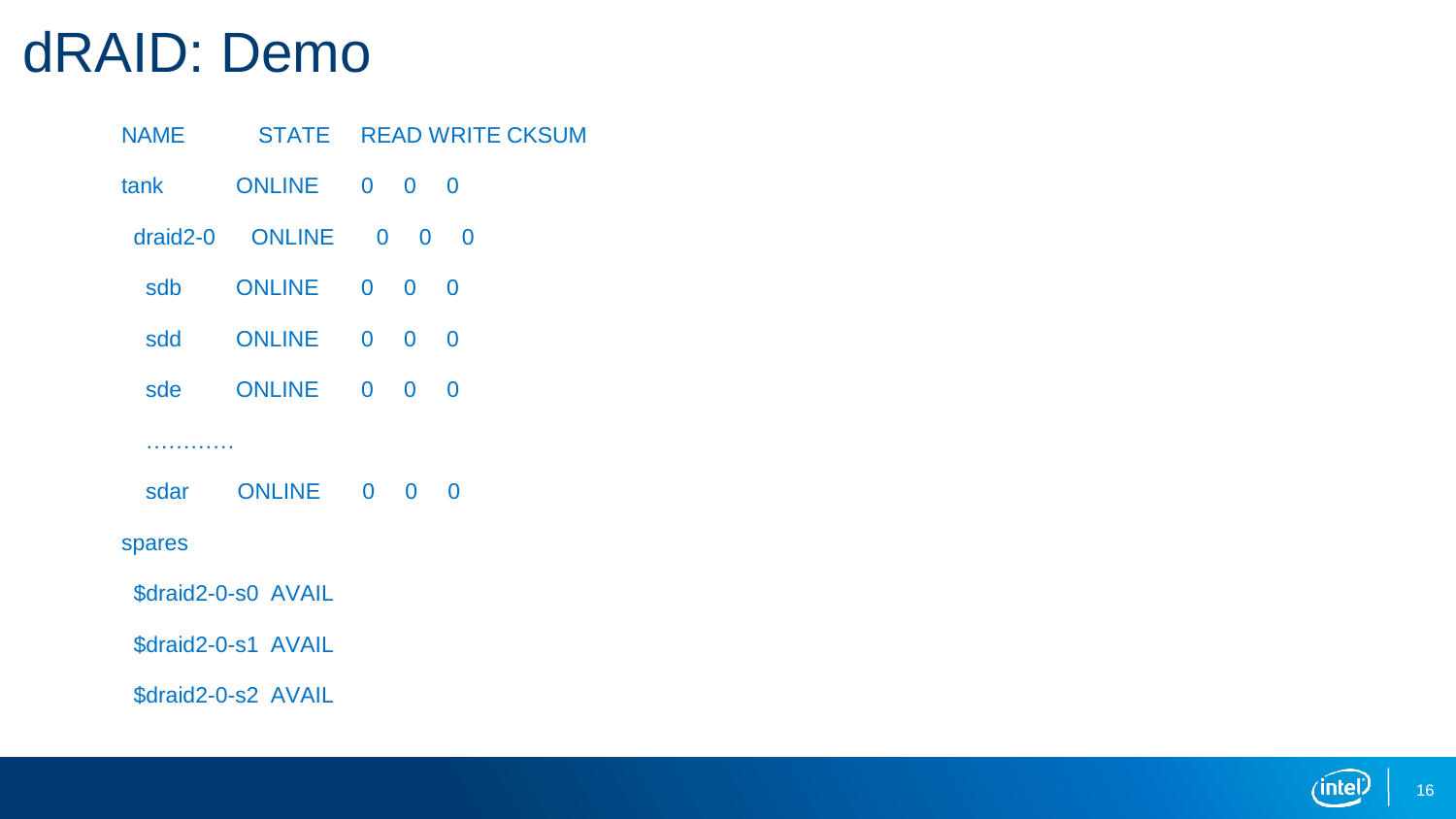# dRAID: Demo

```
NAME          STATE    READ WRITE CKSUM
tank          ONLINE      0     0     0
  draid2-0    ONLINE      0     0     0
    sdb       ONLINE      0     0     0
    sdd       ONLINE      0     0     0
    sde       ONLINE      0     0     0
    ………..
    sdar      ONLINE      0     0     0
spares
  $draid2-0-s0  AVAIL
  $draid2-0-s1  AVAIL
  $draid2-0-s2  AVAIL
```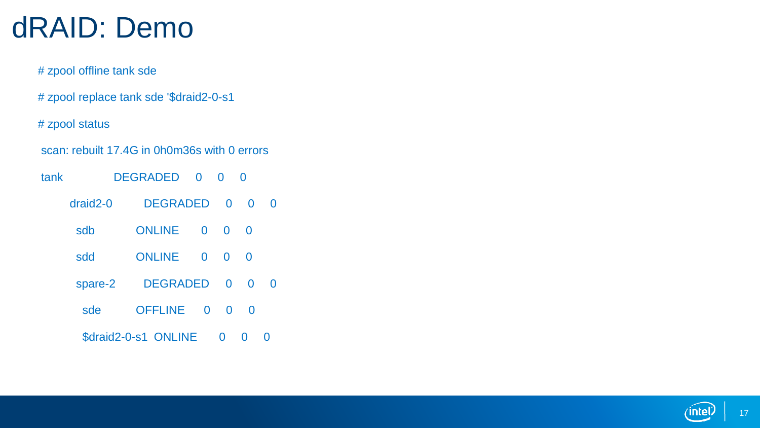# dRAID: Demo

```
# zpool offline tank sde

# zpool replace tank sde '$draid2-0-s1

# zpool status

 scan: rebuilt 17.4G in 0h0m36s with 0 errors

 tank            DEGRADED     0     0     0
   draid2-0        DEGRADED     0     0     0
     sdb           ONLINE     0     0     0
     sdd           ONLINE     0     0     0
     spare-2        DEGRADED     0     0     0
       sde         OFFLINE     0     0     0
       $draid2-0-s1  ONLINE     0     0     0
```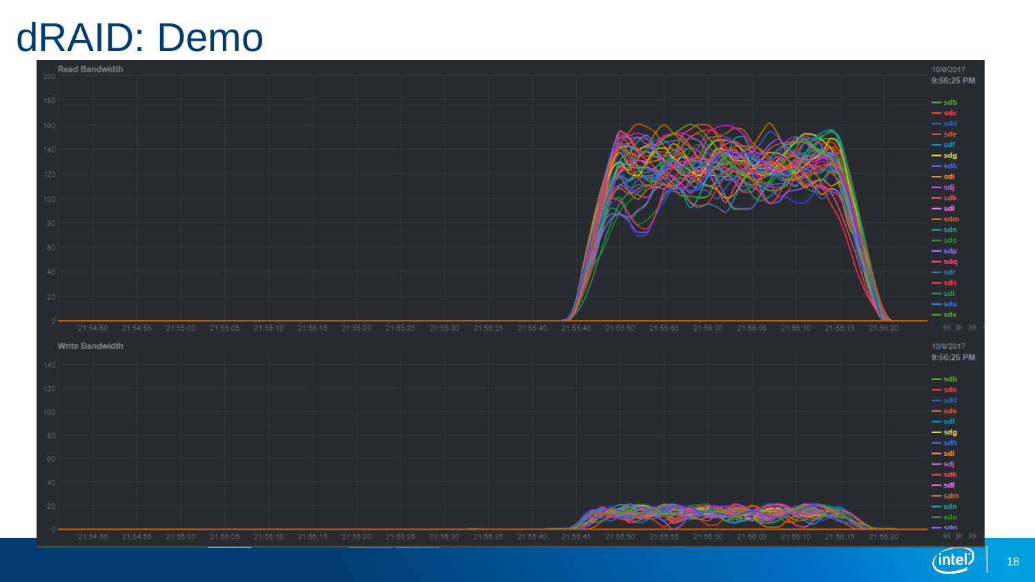# dRAID: Demo

Read Bandwidth

200
180
160
140
120
100
80
60
40
20
0

21:54:50 21:54:55 21:55:00 21:55:05 21:55:10 21:55:15 21:55:20 21:55:25 21:55:30 21:55:35 21:55:40 21:55:45 21:55:50 21:55:55 21:56:00 21:56:05 21:56:10 21:56:15 21:56:20

10/9/2017
9:56:25 PM

sdb
sdc
sdd
sde
sdf
sdg
sdh
sdi
sdj
sdk
sdl
sdm
sdn
sdo
sdp
sdq
sdr
sds
sdt
sdu
sdv

Write Bandwidth

140
120
100
80
60
40
20
0

21:54:50 21:54:55 21:55:00 21:55:05 21:55:10 21:55:15 21:55:20 21:55:25 21:55:30 21:55:35 21:55:40 21:55:45 21:55:50 21:55:55 21:56:00 21:56:05 21:56:10 21:56:15 21:56:20

10/9/2017
9:56:25 PM

sdb
sdc
sdd
sde
sdf
sdg
sdh
sdi
sdj
sdk
sdl
sdm
sdn
sdo
sdp